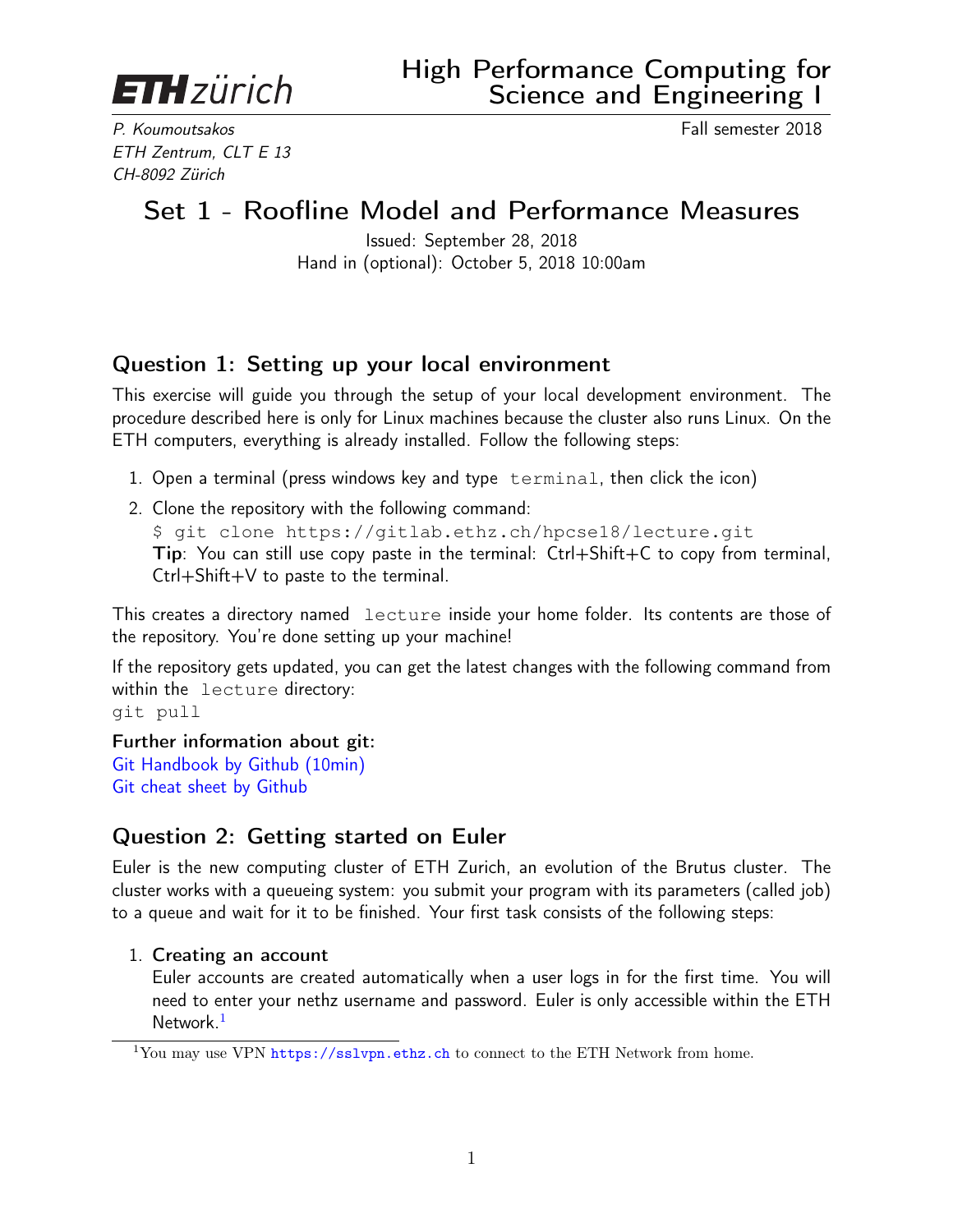ETH zürich

# High Performance Computing for Science and Engineering I

*P. Koumoutsakos*
*ETH Zentrum, CLT E 13*
*CH-8092 Zürich*

Fall semester 2018

## Set 1 - Roofline Model and Performance Measures

Issued: September 28, 2018
Hand in (optional): October 5, 2018 10:00am

### Question 1: Setting up your local environment

This exercise will guide you through the setup of your local development environment. The procedure described here is only for Linux machines because the cluster also runs Linux. On the ETH computers, everything is already installed. Follow the following steps:

1. Open a terminal (press windows key and type `terminal`, then click the icon)
2. Clone the repository with the following command:
   `$ git clone https://gitlab.ethz.ch/hpcse18/lecture.git`
   **Tip**: You can still use copy paste in the terminal: Ctrl+Shift+C to copy from terminal, Ctrl+Shift+V to paste to the terminal.

This creates a directory named `lecture` inside your home folder. Its contents are those of the repository. You're done setting up your machine!

If the repository gets updated, you can get the latest changes with the following command from within the `lecture` directory:
`git pull`

**Further information about git:**
Git Handbook by Github (10min)
Git cheat sheet by Github

### Question 2: Getting started on Euler

Euler is the new computing cluster of ETH Zurich, an evolution of the Brutus cluster. The cluster works with a queueing system: you submit your program with its parameters (called job) to a queue and wait for it to be finished. Your first task consists of the following steps:

1. **Creating an account**
   Euler accounts are created automatically when a user logs in for the first time. You will need to enter your nethz username and password. Euler is only accessible within the ETH Network.[1]

[1] You may use VPN https://sslvpn.ethz.ch to connect to the ETH Network from home.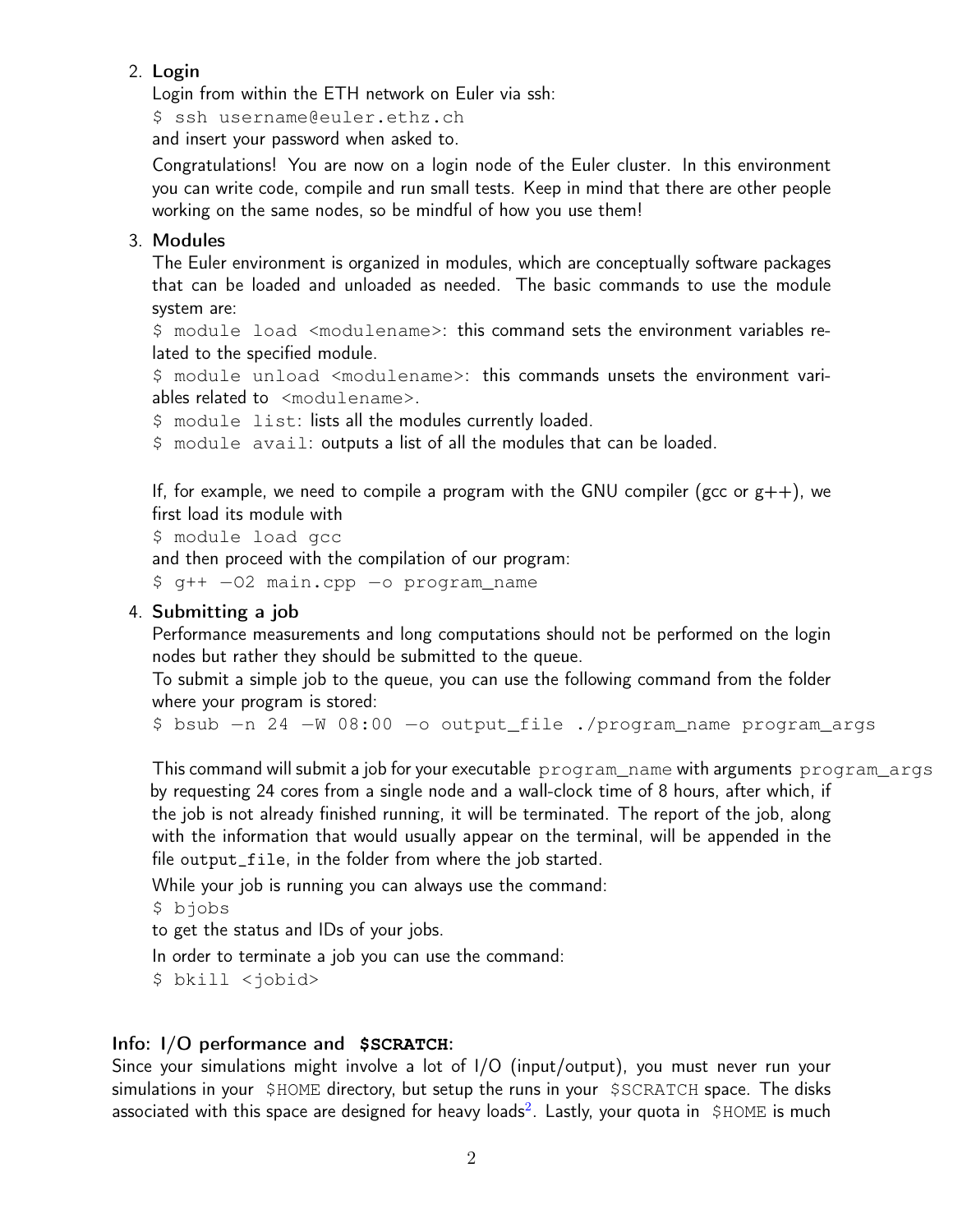2. **Login**

   Login from within the ETH network on Euler via ssh:

   `$ ssh username@euler.ethz.ch`

   and insert your password when asked to.

   Congratulations! You are now on a login node of the Euler cluster. In this environment you can write code, compile and run small tests. Keep in mind that there are other people working on the same nodes, so be mindful of how you use them!

3. **Modules**

   The Euler environment is organized in modules, which are conceptually software packages that can be loaded and unloaded as needed. The basic commands to use the module system are:

   `$ module load <modulename>`: this command sets the environment variables related to the specified module.

   `$ module unload <modulename>`: this commands unsets the environment variables related to `<modulename>`.

   `$ module list`: lists all the modules currently loaded.

   `$ module avail`: outputs a list of all the modules that can be loaded.

   If, for example, we need to compile a program with the GNU compiler (gcc or g++), we first load its module with

   `$ module load gcc`

   and then proceed with the compilation of our program:

   `$ g++ -O2 main.cpp -o program_name`

4. **Submitting a job**

   Performance measurements and long computations should not be performed on the login nodes but rather they should be submitted to the queue.

   To submit a simple job to the queue, you can use the following command from the folder where your program is stored:

   `$ bsub -n 24 -W 08:00 -o output_file ./program_name program_args`

   This command will submit a job for your executable `program_name` with arguments `program_args` by requesting 24 cores from a single node and a wall-clock time of 8 hours, after which, if the job is not already finished running, it will be terminated. The report of the job, along with the information that would usually appear on the terminal, will be appended in the file `output_file`, in the folder from where the job started.

   While your job is running you can always use the command:

   `$ bjobs`

   to get the status and IDs of your jobs.

   In order to terminate a job you can use the command:

   `$ bkill <jobid>`

**Info: I/O performance and `$SCRATCH`:**

Since your simulations might involve a lot of I/O (input/output), you must never run your simulations in your `$HOME` directory, but setup the runs in your `$SCRATCH` space. The disks associated with this space are designed for heavy loads[2]. Lastly, your quota in `$HOME` is much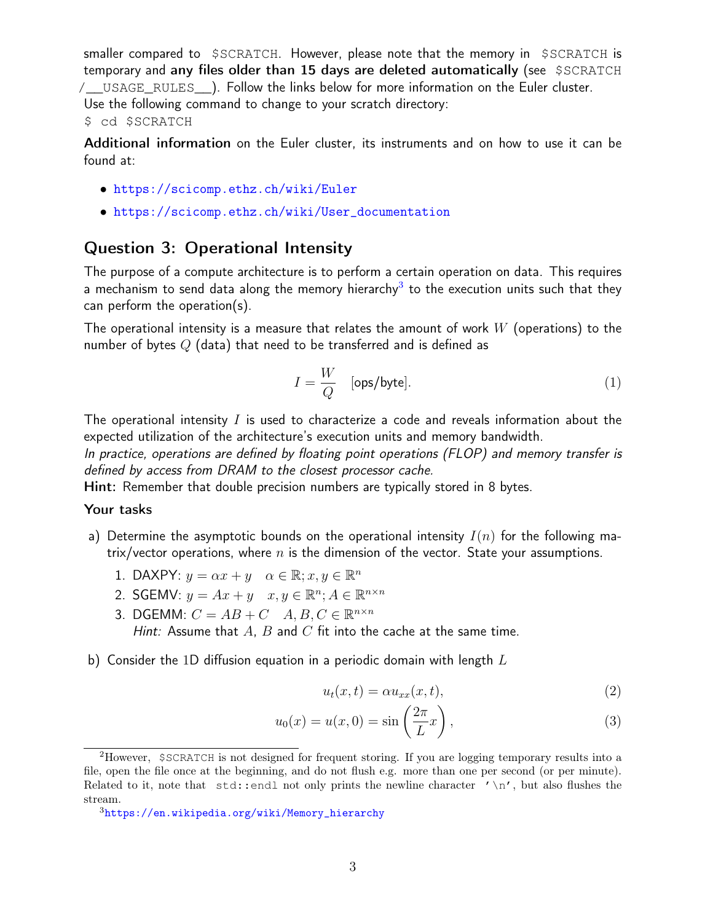smaller compared to `$SCRATCH`. However, please note that the memory in `$SCRATCH` is temporary and **any files older than 15 days are deleted automatically** (see `$SCRATCH/__USAGE_RULES__`). Follow the links below for more information on the Euler cluster.
Use the following command to change to your scratch directory:
`$ cd $SCRATCH`

**Additional information** on the Euler cluster, its instruments and on how to use it can be found at:

- https://scicomp.ethz.ch/wiki/Euler
- https://scicomp.ethz.ch/wiki/User_documentation

## Question 3: Operational Intensity

The purpose of a compute architecture is to perform a certain operation on data. This requires a mechanism to send data along the memory hierarchy[3] to the execution units such that they can perform the operation(s).

The operational intensity is a measure that relates the amount of work $W$ (operations) to the number of bytes $Q$ (data) that need to be transferred and is defined as

$$I = \frac{W}{Q} \quad \text{[ops/byte]}. \tag{1}$$

The operational intensity $I$ is used to characterize a code and reveals information about the expected utilization of the architecture's execution units and memory bandwidth.
*In practice, operations are defined by floating point operations (FLOP) and memory transfer is defined by access from DRAM to the closest processor cache.*
**Hint:** Remember that double precision numbers are typically stored in 8 bytes.

### Your tasks

a) Determine the asymptotic bounds on the operational intensity $I(n)$ for the following matrix/vector operations, where $n$ is the dimension of the vector. State your assumptions.

1. DAXPY: $y = \alpha x + y \quad \alpha \in \mathbb{R}; x, y \in \mathbb{R}^n$
2. SGEMV: $y = Ax + y \quad x, y \in \mathbb{R}^n; A \in \mathbb{R}^{n \times n}$
3. DGEMM: $C = AB + C \quad A, B, C \in \mathbb{R}^{n \times n}$
   *Hint:* Assume that $A$, $B$ and $C$ fit into the cache at the same time.

b) Consider the 1D diffusion equation in a periodic domain with length $L$

$$u_t(x,t) = \alpha u_{xx}(x,t), \tag{2}$$

$$u_0(x) = u(x,0) = \sin\left(\frac{2\pi}{L}x\right), \tag{3}$$

---

[2] However, `$SCRATCH` is not designed for frequent storing. If you are logging temporary results into a file, open the file once at the beginning, and do not flush e.g. more than one per second (or per minute). Related to it, note that `std::endl` not only prints the newline character `'\n'`, but also flushes the stream.

[3] https://en.wikipedia.org/wiki/Memory_hierarchy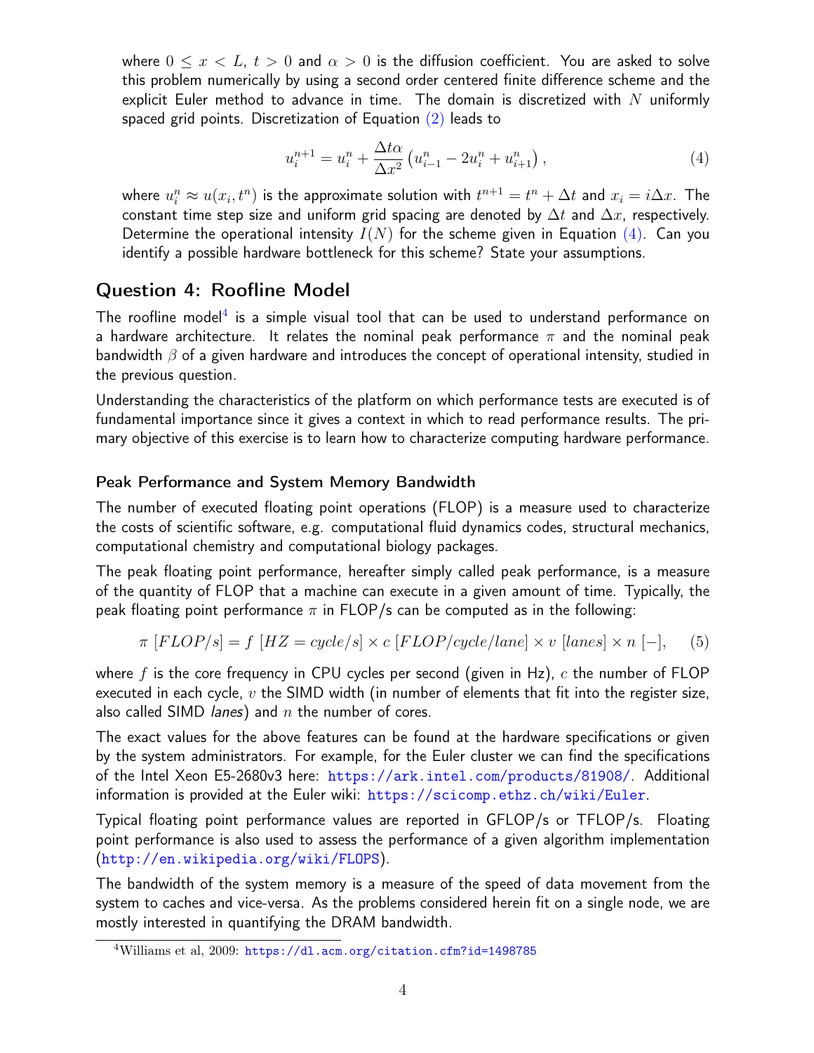where $0 \leq x < L$, $t > 0$ and $\alpha > 0$ is the diffusion coefficient. You are asked to solve this problem numerically by using a second order centered finite difference scheme and the explicit Euler method to advance in time. The domain is discretized with $N$ uniformly spaced grid points. Discretization of Equation (2) leads to

$$u_i^{n+1} = u_i^n + \frac{\Delta t \alpha}{\Delta x^2} \left( u_{i-1}^n - 2u_i^n + u_{i+1}^n \right), \tag{4}$$

where $u_i^n \approx u(x_i, t^n)$ is the approximate solution with $t^{n+1} = t^n + \Delta t$ and $x_i = i\Delta x$. The constant time step size and uniform grid spacing are denoted by $\Delta t$ and $\Delta x$, respectively. Determine the operational intensity $I(N)$ for the scheme given in Equation (4). Can you identify a possible hardware bottleneck for this scheme? State your assumptions.

## Question 4: Roofline Model

The roofline model[4] is a simple visual tool that can be used to understand performance on a hardware architecture. It relates the nominal peak performance $\pi$ and the nominal peak bandwidth $\beta$ of a given hardware and introduces the concept of operational intensity, studied in the previous question.

Understanding the characteristics of the platform on which performance tests are executed is of fundamental importance since it gives a context in which to read performance results. The primary objective of this exercise is to learn how to characterize computing hardware performance.

### Peak Performance and System Memory Bandwidth

The number of executed floating point operations (FLOP) is a measure used to characterize the costs of scientific software, e.g. computational fluid dynamics codes, structural mechanics, computational chemistry and computational biology packages.

The peak floating point performance, hereafter simply called peak performance, is a measure of the quantity of FLOP that a machine can execute in a given amount of time. Typically, the peak floating point performance $\pi$ in FLOP/s can be computed as in the following:

$$\pi \; [FLOP/s] = f \; [HZ = cycle/s] \times c \; [FLOP/cycle/lane] \times v \; [lanes] \times n \; [-], \tag{5}$$

where $f$ is the core frequency in CPU cycles per second (given in Hz), $c$ the number of FLOP executed in each cycle, $v$ the SIMD width (in number of elements that fit into the register size, also called SIMD *lanes*) and $n$ the number of cores.

The exact values for the above features can be found at the hardware specifications or given by the system administrators. For example, for the Euler cluster we can find the specifications of the Intel Xeon E5-2680v3 here: https://ark.intel.com/products/81908/. Additional information is provided at the Euler wiki: https://scicomp.ethz.ch/wiki/Euler.

Typical floating point performance values are reported in GFLOP/s or TFLOP/s. Floating point performance is also used to assess the performance of a given algorithm implementation (http://en.wikipedia.org/wiki/FLOPS).

The bandwidth of the system memory is a measure of the speed of data movement from the system to caches and vice-versa. As the problems considered herein fit on a single node, we are mostly interested in quantifying the DRAM bandwidth.

---

[4] Williams et al, 2009: https://dl.acm.org/citation.cfm?id=1498785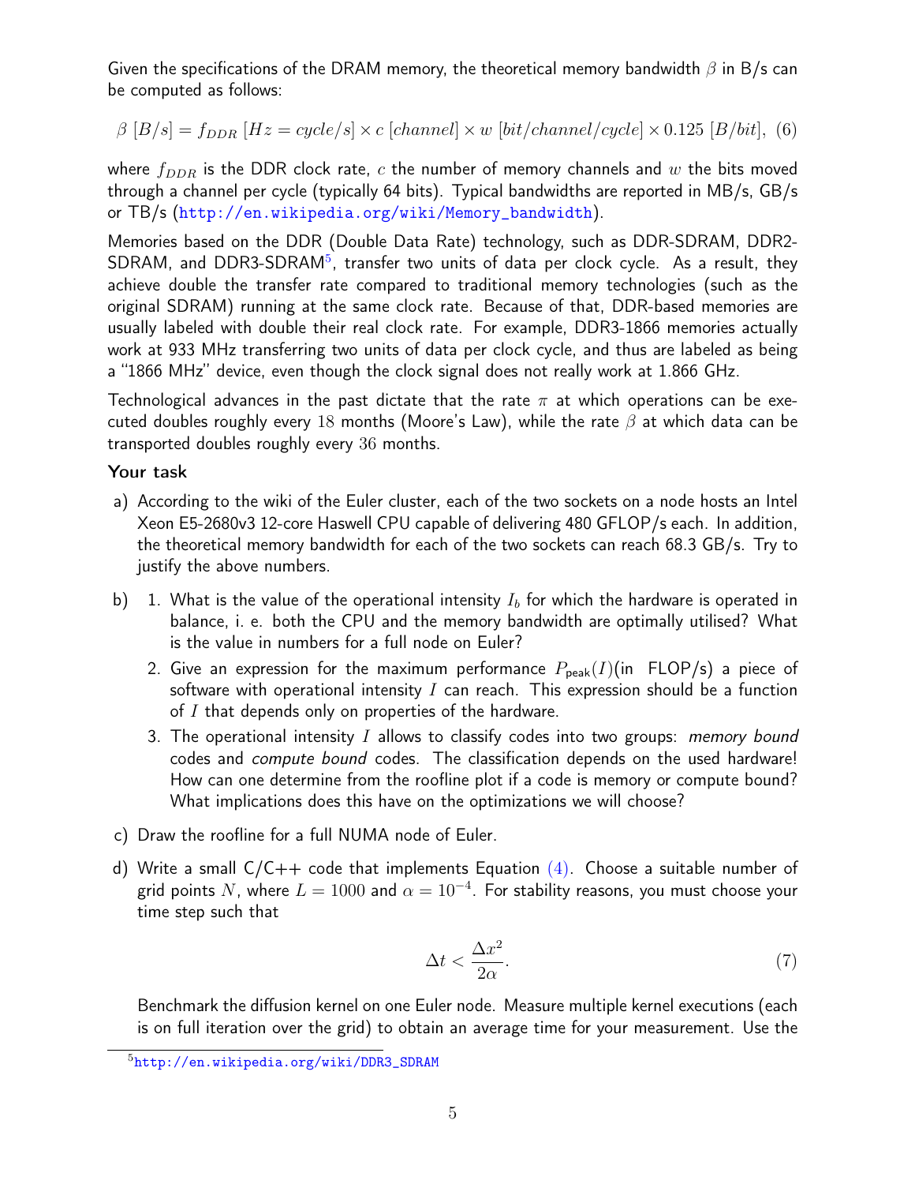Given the specifications of the DRAM memory, the theoretical memory bandwidth $\beta$ in B/s can be computed as follows:

$$\beta\ [B/s] = f_{DDR}\ [Hz = cycle/s] \times c\ [channel] \times w\ [bit/channel/cycle] \times 0.125\ [B/bit], \quad (6)$$

where $f_{DDR}$ is the DDR clock rate, $c$ the number of memory channels and $w$ the bits moved through a channel per cycle (typically 64 bits). Typical bandwidths are reported in MB/s, GB/s or TB/s (http://en.wikipedia.org/wiki/Memory_bandwidth).

Memories based on the DDR (Double Data Rate) technology, such as DDR-SDRAM, DDR2-SDRAM, and DDR3-SDRAM[5], transfer two units of data per clock cycle. As a result, they achieve double the transfer rate compared to traditional memory technologies (such as the original SDRAM) running at the same clock rate. Because of that, DDR-based memories are usually labeled with double their real clock rate. For example, DDR3-1866 memories actually work at 933 MHz transferring two units of data per clock cycle, and thus are labeled as being a "1866 MHz" device, even though the clock signal does not really work at 1.866 GHz.

Technological advances in the past dictate that the rate $\pi$ at which operations can be executed doubles roughly every 18 months (Moore's Law), while the rate $\beta$ at which data can be transported doubles roughly every 36 months.

### Your task

a) According to the wiki of the Euler cluster, each of the two sockets on a node hosts an Intel Xeon E5-2680v3 12-core Haswell CPU capable of delivering 480 GFLOP/s each. In addition, the theoretical memory bandwidth for each of the two sockets can reach 68.3 GB/s. Try to justify the above numbers.

b) 1. What is the value of the operational intensity $I_b$ for which the hardware is operated in balance, i. e. both the CPU and the memory bandwidth are optimally utilised? What is the value in numbers for a full node on Euler?

   2. Give an expression for the maximum performance $P_{\text{peak}}(I)$(in FLOP/s) a piece of software with operational intensity $I$ can reach. This expression should be a function of $I$ that depends only on properties of the hardware.

   3. The operational intensity $I$ allows to classify codes into two groups: *memory bound* codes and *compute bound* codes. The classification depends on the used hardware! How can one determine from the roofline plot if a code is memory or compute bound? What implications does this have on the optimizations we will choose?

c) Draw the roofline for a full NUMA node of Euler.

d) Write a small C/C++ code that implements Equation (4). Choose a suitable number of grid points $N$, where $L = 1000$ and $\alpha = 10^{-4}$. For stability reasons, you must choose your time step such that

$$\Delta t < \frac{\Delta x^2}{2\alpha}. \quad (7)$$

Benchmark the diffusion kernel on one Euler node. Measure multiple kernel executions (each is on full iteration over the grid) to obtain an average time for your measurement. Use the

[5] http://en.wikipedia.org/wiki/DDR3_SDRAM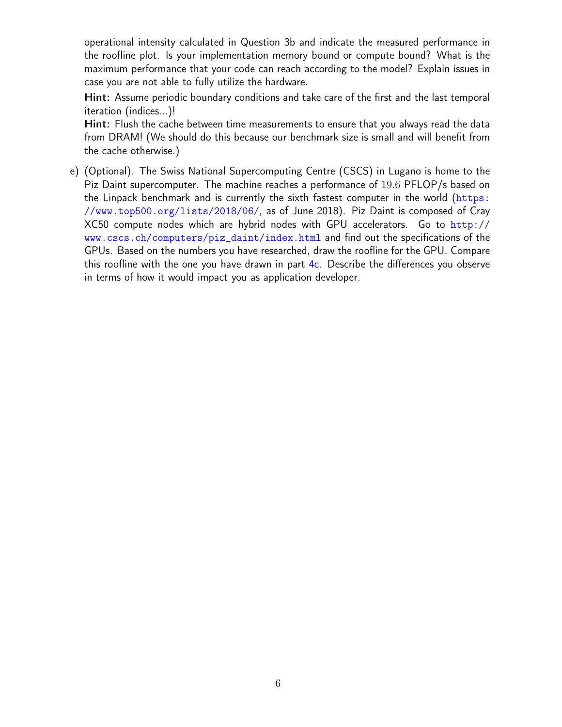operational intensity calculated in Question 3b and indicate the measured performance in the roofline plot. Is your implementation memory bound or compute bound? What is the maximum performance that your code can reach according to the model? Explain issues in case you are not able to fully utilize the hardware.

**Hint:** Assume periodic boundary conditions and take care of the first and the last temporal iteration (indices...)!

**Hint:** Flush the cache between time measurements to ensure that you always read the data from DRAM! (We should do this because our benchmark size is small and will benefit from the cache otherwise.)

e) (Optional). The Swiss National Supercomputing Centre (CSCS) in Lugano is home to the Piz Daint supercomputer. The machine reaches a performance of $19.6$ PFLOP/s based on the Linpack benchmark and is currently the sixth fastest computer in the world (https://www.top500.org/lists/2018/06/, as of June 2018). Piz Daint is composed of Cray XC50 compute nodes which are hybrid nodes with GPU accelerators. Go to http://www.cscs.ch/computers/piz_daint/index.html and find out the specifications of the GPUs. Based on the numbers you have researched, draw the roofline for the GPU. Compare this roofline with the one you have drawn in part 4c. Describe the differences you observe in terms of how it would impact you as application developer.